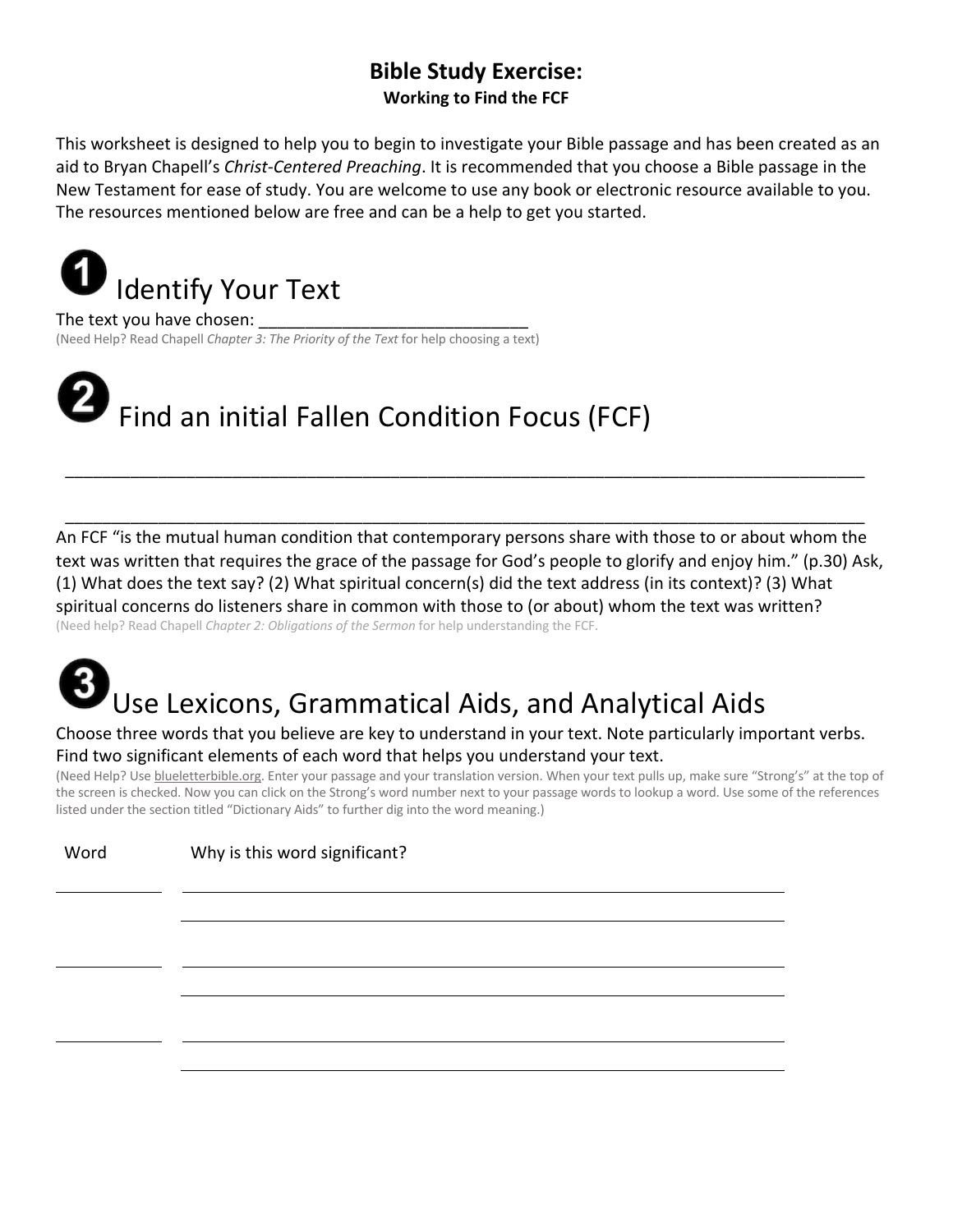# Bible Study Exercise:

**Working to Find the FCF**

This worksheet is designed to help you to begin to investigate your Bible passage and has been created as an aid to Bryan Chapell's *Christ-Centered Preaching*. It is recommended that you choose a Bible passage in the New Testament for ease of study. You are welcome to use any book or electronic resource available to you. The resources mentioned below are free and can be a help to get you started.

## 1 Identify Your Text

The text you have chosen: ______________________________

(Need Help? Read Chapell *Chapter 3: The Priority of the Text* for help choosing a text)

## 2 Find an initial Fallen Condition Focus (FCF)

_______________________________________________________________________________________

_______________________________________________________________________________________

An FCF "is the mutual human condition that contemporary persons share with those to or about whom the text was written that requires the grace of the passage for God's people to glorify and enjoy him." (p.30) Ask, (1) What does the text say? (2) What spiritual concern(s) did the text address (in its context)? (3) What spiritual concerns do listeners share in common with those to (or about) whom the text was written?

(Need help? Read Chapell *Chapter 2: Obligations of the Sermon* for help understanding the FCF.

## 3 Use Lexicons, Grammatical Aids, and Analytical Aids

Choose three words that you believe are key to understand in your text. Note particularly important verbs. Find two significant elements of each word that helps you understand your text.

(Need Help? Use blueletterbible.org. Enter your passage and your translation version. When your text pulls up, make sure "Strong's" at the top of the screen is checked. Now you can click on the Strong's word number next to your passage words to lookup a word. Use some of the references listed under the section titled "Dictionary Aids" to further dig into the word meaning.)

| Word | Why is this word significant? |
|---|---|
| ____________ | ____________________________________________ |
| | ____________________________________________ |
| ____________ | ____________________________________________ |
| | ____________________________________________ |
| ____________ | ____________________________________________ |
| | ____________________________________________ |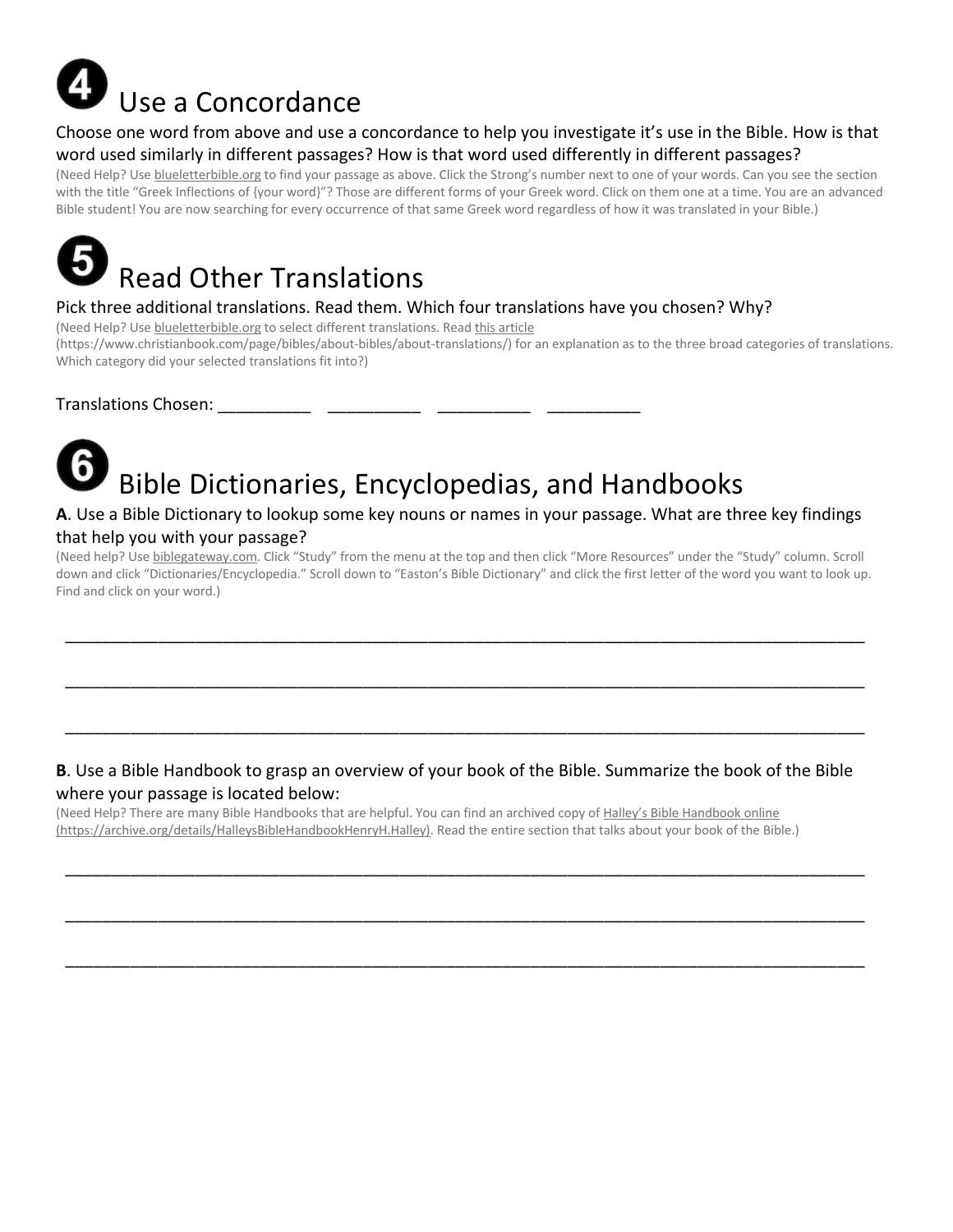## 4 Use a Concordance

Choose one word from above and use a concordance to help you investigate it's use in the Bible. How is that word used similarly in different passages? How is that word used differently in different passages?

(Need Help? Use blueletterbible.org to find your passage as above. Click the Strong's number next to one of your words. Can you see the section with the title "Greek Inflections of {your word}"? Those are different forms of your Greek word. Click on them one at a time. You are an advanced Bible student! You are now searching for every occurrence of that same Greek word regardless of how it was translated in your Bible.)

## 5 Read Other Translations

Pick three additional translations. Read them. Which four translations have you chosen? Why?

(Need Help? Use blueletterbible.org to select different translations. Read this article (https://www.christianbook.com/page/bibles/about-bibles/about-translations/) for an explanation as to the three broad categories of translations. Which category did your selected translations fit into?)

Translations Chosen: __________ __________ __________ __________

## 6 Bible Dictionaries, Encyclopedias, and Handbooks

**A**. Use a Bible Dictionary to lookup some key nouns or names in your passage. What are three key findings that help you with your passage?

(Need help? Use biblegateway.com. Click "Study" from the menu at the top and then click "More Resources" under the "Study" column. Scroll down and click "Dictionaries/Encyclopedia." Scroll down to "Easton's Bible Dictionary" and click the first letter of the word you want to look up. Find and click on your word.)

______________________________________________________________________________

______________________________________________________________________________

______________________________________________________________________________

**B**. Use a Bible Handbook to grasp an overview of your book of the Bible. Summarize the book of the Bible where your passage is located below:

(Need Help? There are many Bible Handbooks that are helpful. You can find an archived copy of Halley's Bible Handbook online (https://archive.org/details/HalleysBibleHandbookHenryH.Halley). Read the entire section that talks about your book of the Bible.)

______________________________________________________________________________

______________________________________________________________________________

______________________________________________________________________________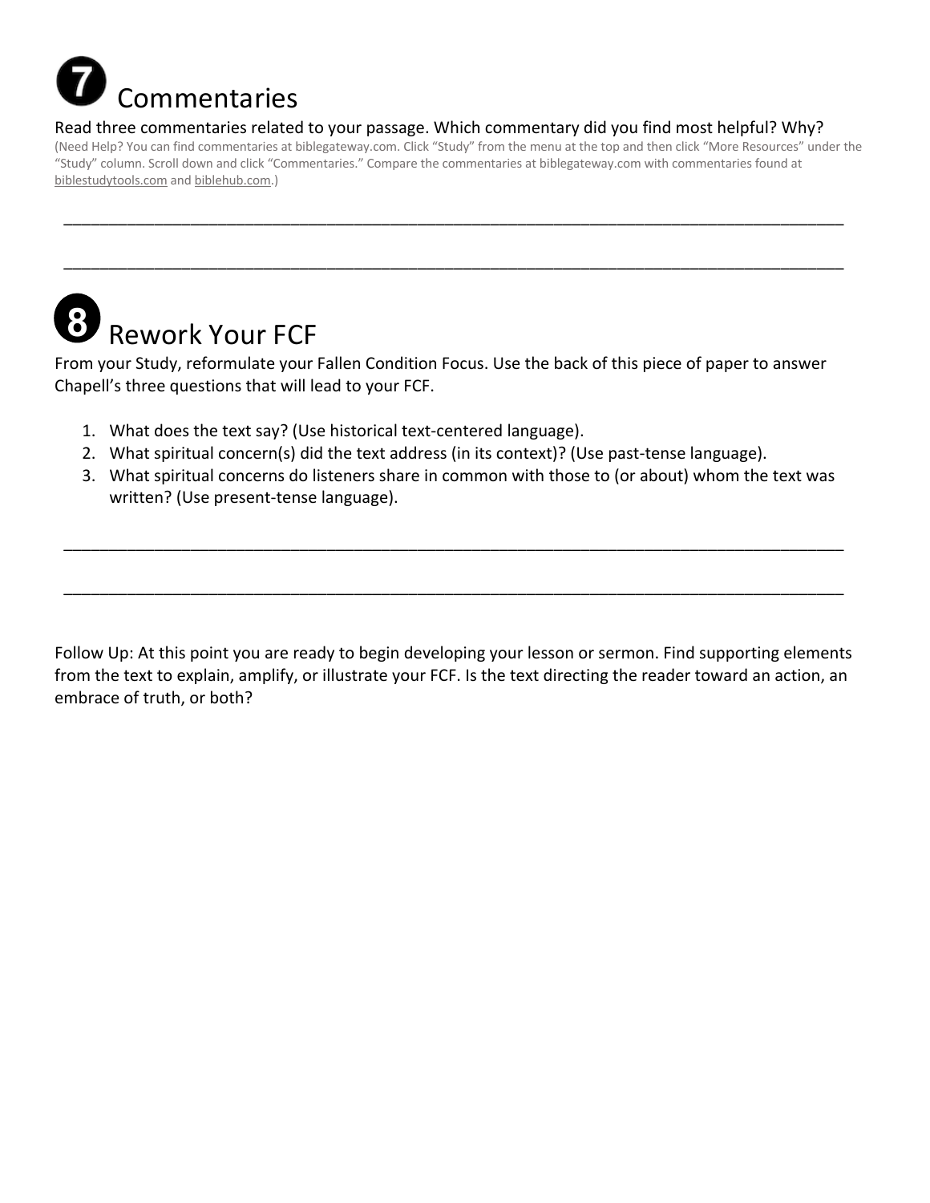# ❼ Commentaries

Read three commentaries related to your passage. Which commentary did you find most helpful? Why?

(Need Help? You can find commentaries at biblegateway.com. Click "Study" from the menu at the top and then click "More Resources" under the "Study" column. Scroll down and click "Commentaries." Compare the commentaries at biblegateway.com with commentaries found at biblestudytools.com and biblehub.com.)

______________________________________________________________________________________

______________________________________________________________________________________

# ❽ Rework Your FCF

From your Study, reformulate your Fallen Condition Focus. Use the back of this piece of paper to answer Chapell's three questions that will lead to your FCF.

1. What does the text say? (Use historical text-centered language).
2. What spiritual concern(s) did the text address (in its context)? (Use past-tense language).
3. What spiritual concerns do listeners share in common with those to (or about) whom the text was written? (Use present-tense language).

______________________________________________________________________________________

______________________________________________________________________________________

Follow Up: At this point you are ready to begin developing your lesson or sermon. Find supporting elements from the text to explain, amplify, or illustrate your FCF. Is the text directing the reader toward an action, an embrace of truth, or both?